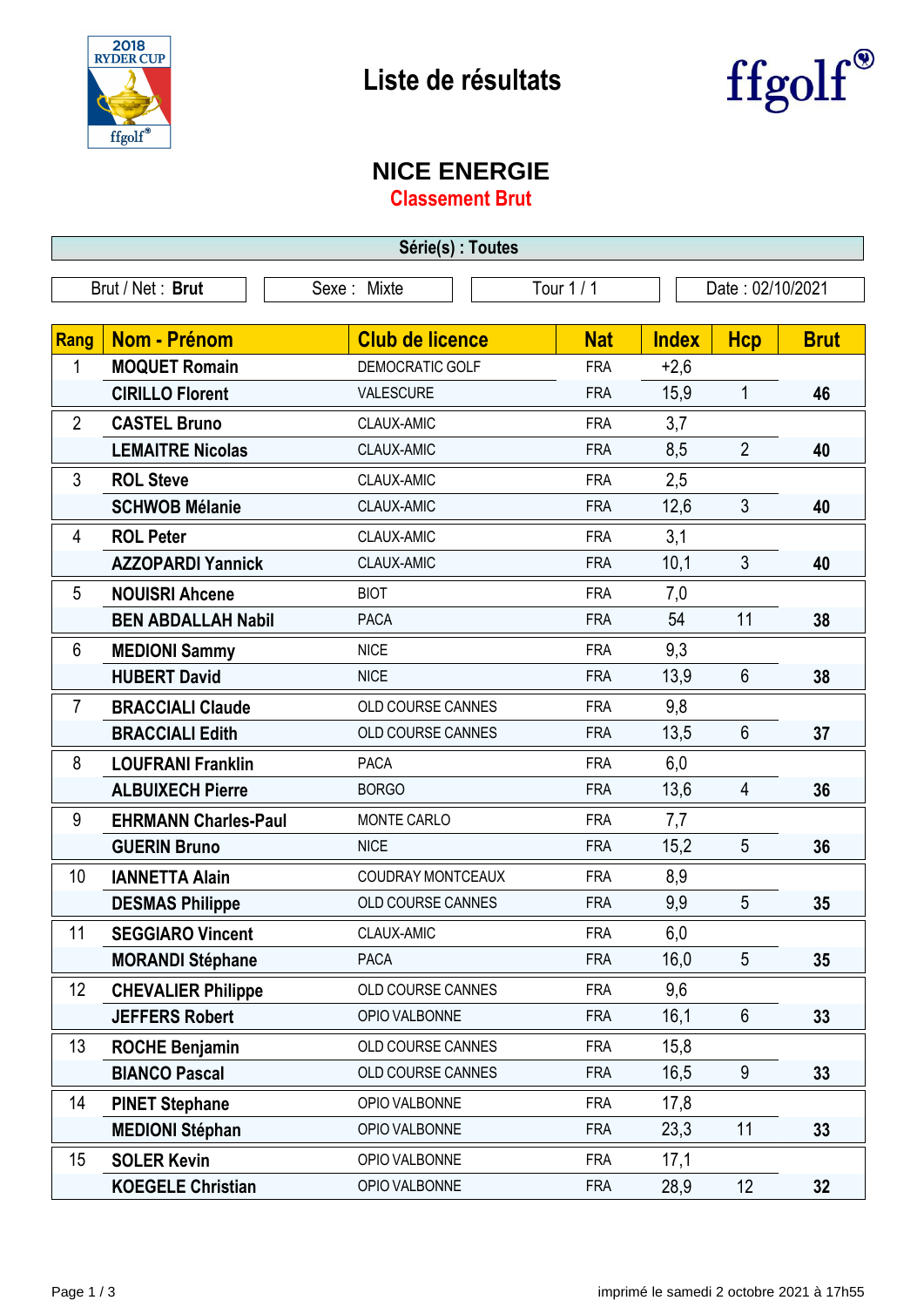# Liste de résultats

## NICE ENERGIE

### Classement Brut

**Série(s) : Toutes**

| Brut / Net : **Brut** | Sexe : Mixte | Tour 1 / 1 | Date : 02/10/2021 |
|---|---|---|---|

| Rang | Nom - Prénom | Club de licence | Nat | Index | Hcp | Brut |
|---|---|---|---|---|---|---|
| 1 | **MOQUET Romain** | DEMOCRATIC GOLF | FRA | +2,6 | | |
| | **CIRILLO Florent** | VALESCURE | FRA | 15,9 | 1 | **46** |
| 2 | **CASTEL Bruno** | CLAUX-AMIC | FRA | 3,7 | | |
| | **LEMAITRE Nicolas** | CLAUX-AMIC | FRA | 8,5 | 2 | **40** |
| 3 | **ROL Steve** | CLAUX-AMIC | FRA | 2,5 | | |
| | **SCHWOB Mélanie** | CLAUX-AMIC | FRA | 12,6 | 3 | **40** |
| 4 | **ROL Peter** | CLAUX-AMIC | FRA | 3,1 | | |
| | **AZZOPARDI Yannick** | CLAUX-AMIC | FRA | 10,1 | 3 | **40** |
| 5 | **NOUISRI Ahcene** | BIOT | FRA | 7,0 | | |
| | **BEN ABDALLAH Nabil** | PACA | FRA | 54 | 11 | **38** |
| 6 | **MEDIONI Sammy** | NICE | FRA | 9,3 | | |
| | **HUBERT David** | NICE | FRA | 13,9 | 6 | **38** |
| 7 | **BRACCIALI Claude** | OLD COURSE CANNES | FRA | 9,8 | | |
| | **BRACCIALI Edith** | OLD COURSE CANNES | FRA | 13,5 | 6 | **37** |
| 8 | **LOUFRANI Franklin** | PACA | FRA | 6,0 | | |
| | **ALBUIXECH Pierre** | BORGO | FRA | 13,6 | 4 | **36** |
| 9 | **EHRMANN Charles-Paul** | MONTE CARLO | FRA | 7,7 | | |
| | **GUERIN Bruno** | NICE | FRA | 15,2 | 5 | **36** |
| 10 | **IANNETTA Alain** | COUDRAY MONTCEAUX | FRA | 8,9 | | |
| | **DESMAS Philippe** | OLD COURSE CANNES | FRA | 9,9 | 5 | **35** |
| 11 | **SEGGIARO Vincent** | CLAUX-AMIC | FRA | 6,0 | | |
| | **MORANDI Stéphane** | PACA | FRA | 16,0 | 5 | **35** |
| 12 | **CHEVALIER Philippe** | OLD COURSE CANNES | FRA | 9,6 | | |
| | **JEFFERS Robert** | OPIO VALBONNE | FRA | 16,1 | 6 | **33** |
| 13 | **ROCHE Benjamin** | OLD COURSE CANNES | FRA | 15,8 | | |
| | **BIANCO Pascal** | OLD COURSE CANNES | FRA | 16,5 | 9 | **33** |
| 14 | **PINET Stephane** | OPIO VALBONNE | FRA | 17,8 | | |
| | **MEDIONI Stéphan** | OPIO VALBONNE | FRA | 23,3 | 11 | **33** |
| 15 | **SOLER Kevin** | OPIO VALBONNE | FRA | 17,1 | | |
| | **KOEGELE Christian** | OPIO VALBONNE | FRA | 28,9 | 12 | **32** |

imprimé le samedi 2 octobre 2021 à 17h55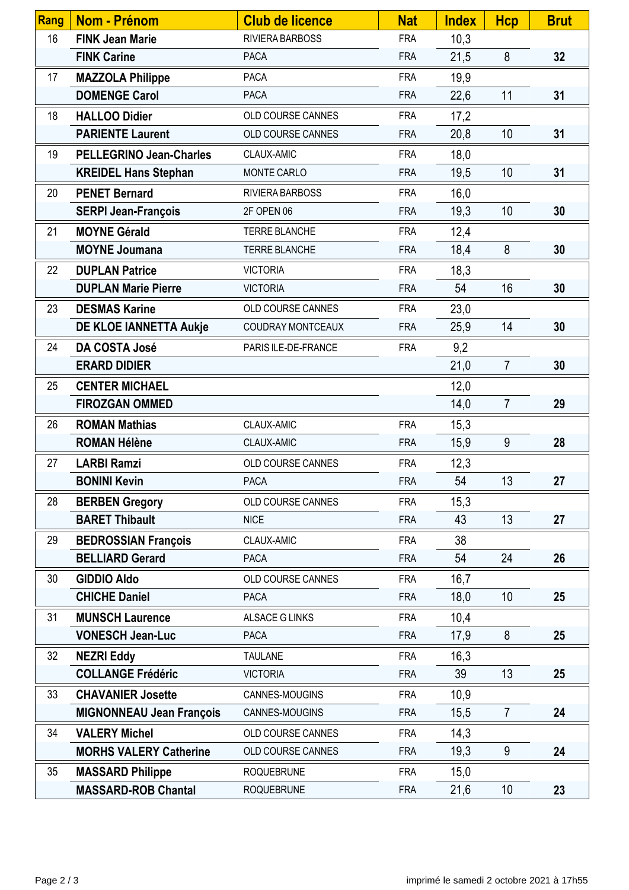| Rang | Nom - Prénom | Club de licence | Nat | Index | Hcp | Brut |
|---|---|---|---|---|---|---|
| 16 | **FINK Jean Marie** | RIVIERA BARBOSS | FRA | 10,3 | | |
| | **FINK Carine** | PACA | FRA | 21,5 | 8 | **32** |
| 17 | **MAZZOLA Philippe** | PACA | FRA | 19,9 | | |
| | **DOMENGE Carol** | PACA | FRA | 22,6 | 11 | **31** |
| 18 | **HALLOO Didier** | OLD COURSE CANNES | FRA | 17,2 | | |
| | **PARIENTE Laurent** | OLD COURSE CANNES | FRA | 20,8 | 10 | **31** |
| 19 | **PELLEGRINO Jean-Charles** | CLAUX-AMIC | FRA | 18,0 | | |
| | **KREIDEL Hans Stephan** | MONTE CARLO | FRA | 19,5 | 10 | **31** |
| 20 | **PENET Bernard** | RIVIERA BARBOSS | FRA | 16,0 | | |
| | **SERPI Jean-François** | 2F OPEN 06 | FRA | 19,3 | 10 | **30** |
| 21 | **MOYNE Gérald** | TERRE BLANCHE | FRA | 12,4 | | |
| | **MOYNE Joumana** | TERRE BLANCHE | FRA | 18,4 | 8 | **30** |
| 22 | **DUPLAN Patrice** | VICTORIA | FRA | 18,3 | | |
| | **DUPLAN Marie Pierre** | VICTORIA | FRA | 54 | 16 | **30** |
| 23 | **DESMAS Karine** | OLD COURSE CANNES | FRA | 23,0 | | |
| | **DE KLOE IANNETTA Aukje** | COUDRAY MONTCEAUX | FRA | 25,9 | 14 | **30** |
| 24 | **DA COSTA José** | PARIS ILE-DE-FRANCE | FRA | 9,2 | | |
| | **ERARD DIDIER** | | | 21,0 | 7 | **30** |
| 25 | **CENTER MICHAEL** | | | 12,0 | | |
| | **FIROZGAN OMMED** | | | 14,0 | 7 | **29** |
| 26 | **ROMAN Mathias** | CLAUX-AMIC | FRA | 15,3 | | |
| | **ROMAN Hélène** | CLAUX-AMIC | FRA | 15,9 | 9 | **28** |
| 27 | **LARBI Ramzi** | OLD COURSE CANNES | FRA | 12,3 | | |
| | **BONINI Kevin** | PACA | FRA | 54 | 13 | **27** |
| 28 | **BERBEN Gregory** | OLD COURSE CANNES | FRA | 15,3 | | |
| | **BARET Thibault** | NICE | FRA | 43 | 13 | **27** |
| 29 | **BEDROSSIAN François** | CLAUX-AMIC | FRA | 38 | | |
| | **BELLIARD Gerard** | PACA | FRA | 54 | 24 | **26** |
| 30 | **GIDDIO Aldo** | OLD COURSE CANNES | FRA | 16,7 | | |
| | **CHICHE Daniel** | PACA | FRA | 18,0 | 10 | **25** |
| 31 | **MUNSCH Laurence** | ALSACE G LINKS | FRA | 10,4 | | |
| | **VONESCH Jean-Luc** | PACA | FRA | 17,9 | 8 | **25** |
| 32 | **NEZRI Eddy** | TAULANE | FRA | 16,3 | | |
| | **COLLANGE Frédéric** | VICTORIA | FRA | 39 | 13 | **25** |
| 33 | **CHAVANIER Josette** | CANNES-MOUGINS | FRA | 10,9 | | |
| | **MIGNONNEAU Jean François** | CANNES-MOUGINS | FRA | 15,5 | 7 | **24** |
| 34 | **VALERY Michel** | OLD COURSE CANNES | FRA | 14,3 | | |
| | **MORHS VALERY Catherine** | OLD COURSE CANNES | FRA | 19,3 | 9 | **24** |
| 35 | **MASSARD Philippe** | ROQUEBRUNE | FRA | 15,0 | | |
| | **MASSARD-ROB Chantal** | ROQUEBRUNE | FRA | 21,6 | 10 | **23** |

imprimé le samedi 2 octobre 2021 à 17h55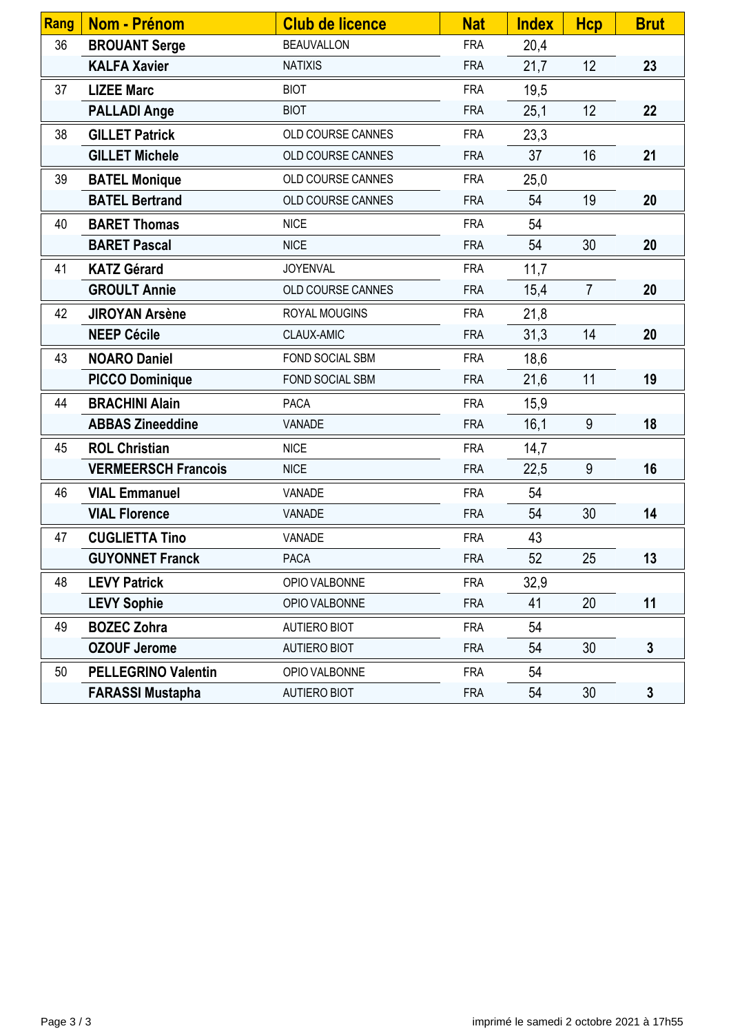| Rang | Nom - Prénom | Club de licence | Nat | Index | Hcp | Brut |
|---|---|---|---|---|---|---|
| 36 | **BROUANT Serge** | BEAUVALLON | FRA | 20,4 | | |
| | **KALFA Xavier** | NATIXIS | FRA | 21,7 | 12 | **23** |
| 37 | **LIZEE Marc** | BIOT | FRA | 19,5 | | |
| | **PALLADI Ange** | BIOT | FRA | 25,1 | 12 | **22** |
| 38 | **GILLET Patrick** | OLD COURSE CANNES | FRA | 23,3 | | |
| | **GILLET Michele** | OLD COURSE CANNES | FRA | 37 | 16 | **21** |
| 39 | **BATEL Monique** | OLD COURSE CANNES | FRA | 25,0 | | |
| | **BATEL Bertrand** | OLD COURSE CANNES | FRA | 54 | 19 | **20** |
| 40 | **BARET Thomas** | NICE | FRA | 54 | | |
| | **BARET Pascal** | NICE | FRA | 54 | 30 | **20** |
| 41 | **KATZ Gérard** | JOYENVAL | FRA | 11,7 | | |
| | **GROULT Annie** | OLD COURSE CANNES | FRA | 15,4 | 7 | **20** |
| 42 | **JIROYAN Arsène** | ROYAL MOUGINS | FRA | 21,8 | | |
| | **NEEP Cécile** | CLAUX-AMIC | FRA | 31,3 | 14 | **20** |
| 43 | **NOARO Daniel** | FOND SOCIAL SBM | FRA | 18,6 | | |
| | **PICCO Dominique** | FOND SOCIAL SBM | FRA | 21,6 | 11 | **19** |
| 44 | **BRACHINI Alain** | PACA | FRA | 15,9 | | |
| | **ABBAS Zineeddine** | VANADE | FRA | 16,1 | 9 | **18** |
| 45 | **ROL Christian** | NICE | FRA | 14,7 | | |
| | **VERMEERSCH Francois** | NICE | FRA | 22,5 | 9 | **16** |
| 46 | **VIAL Emmanuel** | VANADE | FRA | 54 | | |
| | **VIAL Florence** | VANADE | FRA | 54 | 30 | **14** |
| 47 | **CUGLIETTA Tino** | VANADE | FRA | 43 | | |
| | **GUYONNET Franck** | PACA | FRA | 52 | 25 | **13** |
| 48 | **LEVY Patrick** | OPIO VALBONNE | FRA | 32,9 | | |
| | **LEVY Sophie** | OPIO VALBONNE | FRA | 41 | 20 | **11** |
| 49 | **BOZEC Zohra** | AUTIERO BIOT | FRA | 54 | | |
| | **OZOUF Jerome** | AUTIERO BIOT | FRA | 54 | 30 | **3** |
| 50 | **PELLEGRINO Valentin** | OPIO VALBONNE | FRA | 54 | | |
| | **FARASSI Mustapha** | AUTIERO BIOT | FRA | 54 | 30 | **3** |

imprimé le samedi 2 octobre 2021 à 17h55